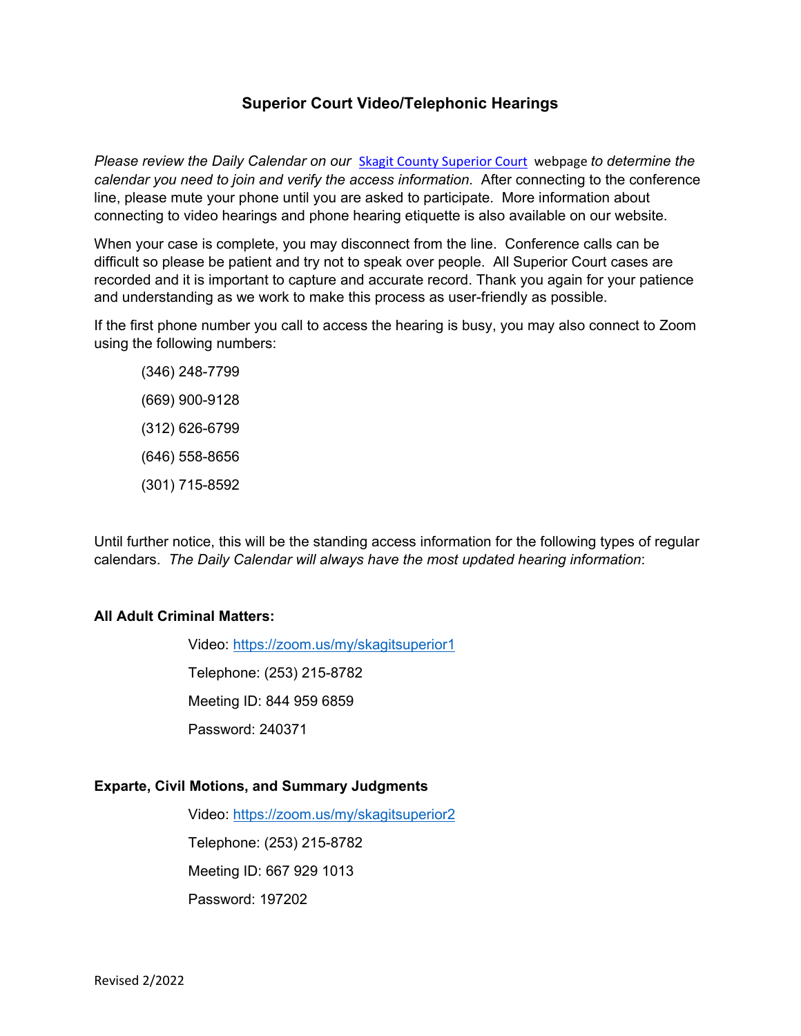# Superior Court Video/Telephonic Hearings

*Please review the Daily Calendar on our* [Skagit County Superior Court](Skagit County Superior Court) webpage *to determine the calendar you need to join and verify the access information.* After connecting to the conference line, please mute your phone until you are asked to participate. More information about connecting to video hearings and phone hearing etiquette is also available on our website.

When your case is complete, you may disconnect from the line. Conference calls can be difficult so please be patient and try not to speak over people. All Superior Court cases are recorded and it is important to capture and accurate record. Thank you again for your patience and understanding as we work to make this process as user-friendly as possible.

If the first phone number you call to access the hearing is busy, you may also connect to Zoom using the following numbers:

(346) 248-7799

(669) 900-9128

(312) 626-6799

(646) 558-8656

(301) 715-8592

Until further notice, this will be the standing access information for the following types of regular calendars. *The Daily Calendar will always have the most updated hearing information*:

**All Adult Criminal Matters:**

Video: https://zoom.us/my/skagitsuperior1

Telephone: (253) 215-8782

Meeting ID: 844 959 6859

Password: 240371

**Exparte, Civil Motions, and Summary Judgments**

Video: https://zoom.us/my/skagitsuperior2

Telephone: (253) 215-8782

Meeting ID: 667 929 1013

Password: 197202

Revised 2/2022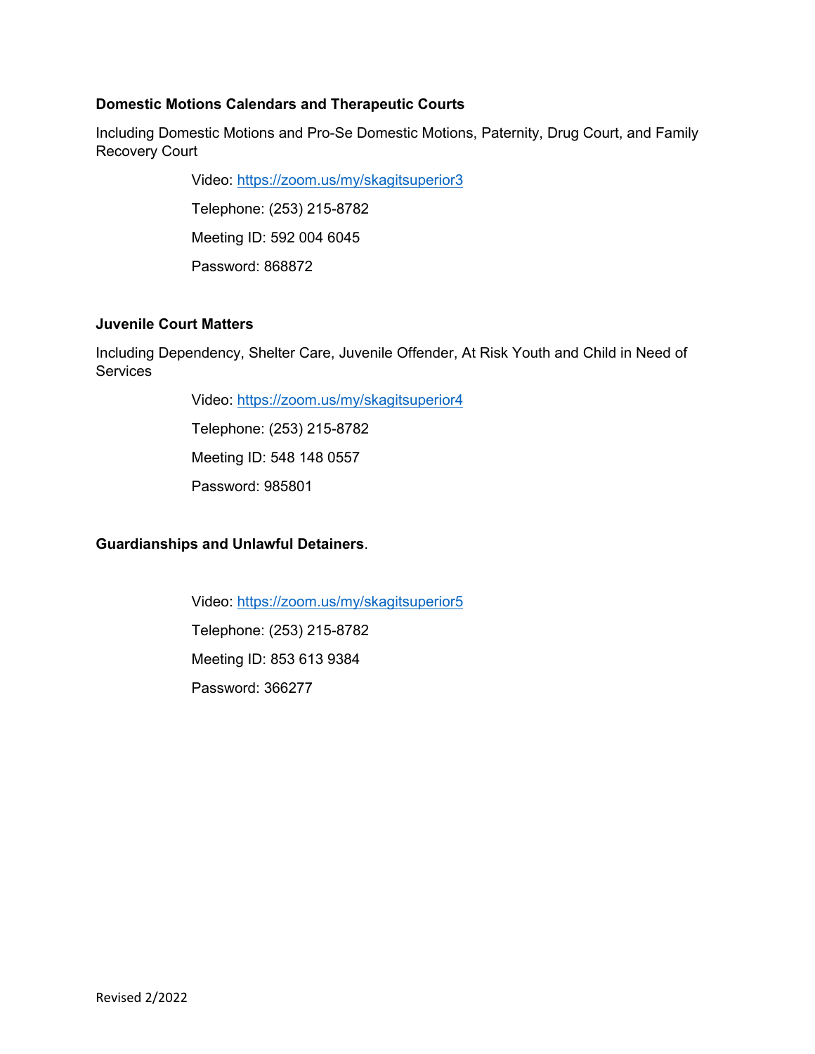**Domestic Motions Calendars and Therapeutic Courts**

Including Domestic Motions and Pro-Se Domestic Motions, Paternity, Drug Court, and Family Recovery Court

Video: https://zoom.us/my/skagitsuperior3

Telephone: (253) 215-8782

Meeting ID: 592 004 6045

Password: 868872

**Juvenile Court Matters**

Including Dependency, Shelter Care, Juvenile Offender, At Risk Youth and Child in Need of Services

Video: https://zoom.us/my/skagitsuperior4

Telephone: (253) 215-8782

Meeting ID: 548 148 0557

Password: 985801

**Guardianships and Unlawful Detainers**.

Video: https://zoom.us/my/skagitsuperior5

Telephone: (253) 215-8782

Meeting ID: 853 613 9384

Password: 366277

Revised 2/2022